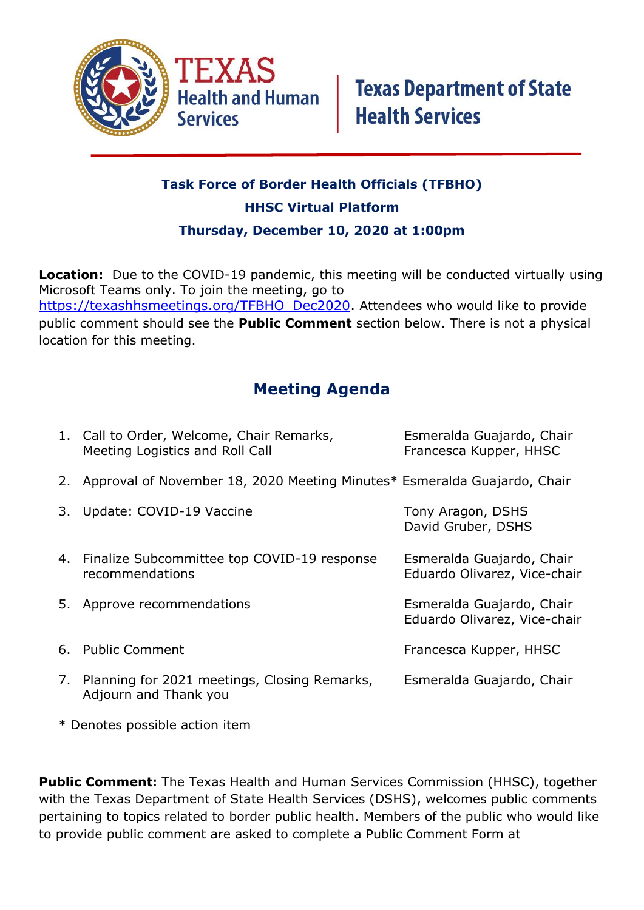Texas Health and Human Services | Texas Department of State Health Services

**Task Force of Border Health Officials (TFBHO)**

**HHSC Virtual Platform**

**Thursday, December 10, 2020 at 1:00pm**

**Location:** Due to the COVID-19 pandemic, this meeting will be conducted virtually using Microsoft Teams only. To join the meeting, go to https://texashhsmeetings.org/TFBHO_Dec2020. Attendees who would like to provide public comment should see the **Public Comment** section below. There is not a physical location for this meeting.

## Meeting Agenda

1. Call to Order, Welcome, Chair Remarks, Meeting Logistics and Roll Call — Esmeralda Guajardo, Chair; Francesca Kupper, HHSC
2. Approval of November 18, 2020 Meeting Minutes* — Esmeralda Guajardo, Chair
3. Update: COVID-19 Vaccine — Tony Aragon, DSHS; David Gruber, DSHS
4. Finalize Subcommittee top COVID-19 response recommendations — Esmeralda Guajardo, Chair; Eduardo Olivarez, Vice-chair
5. Approve recommendations — Esmeralda Guajardo, Chair; Eduardo Olivarez, Vice-chair
6. Public Comment — Francesca Kupper, HHSC
7. Planning for 2021 meetings, Closing Remarks, Adjourn and Thank you — Esmeralda Guajardo, Chair

\* Denotes possible action item

**Public Comment:** The Texas Health and Human Services Commission (HHSC), together with the Texas Department of State Health Services (DSHS), welcomes public comments pertaining to topics related to border public health. Members of the public who would like to provide public comment are asked to complete a Public Comment Form at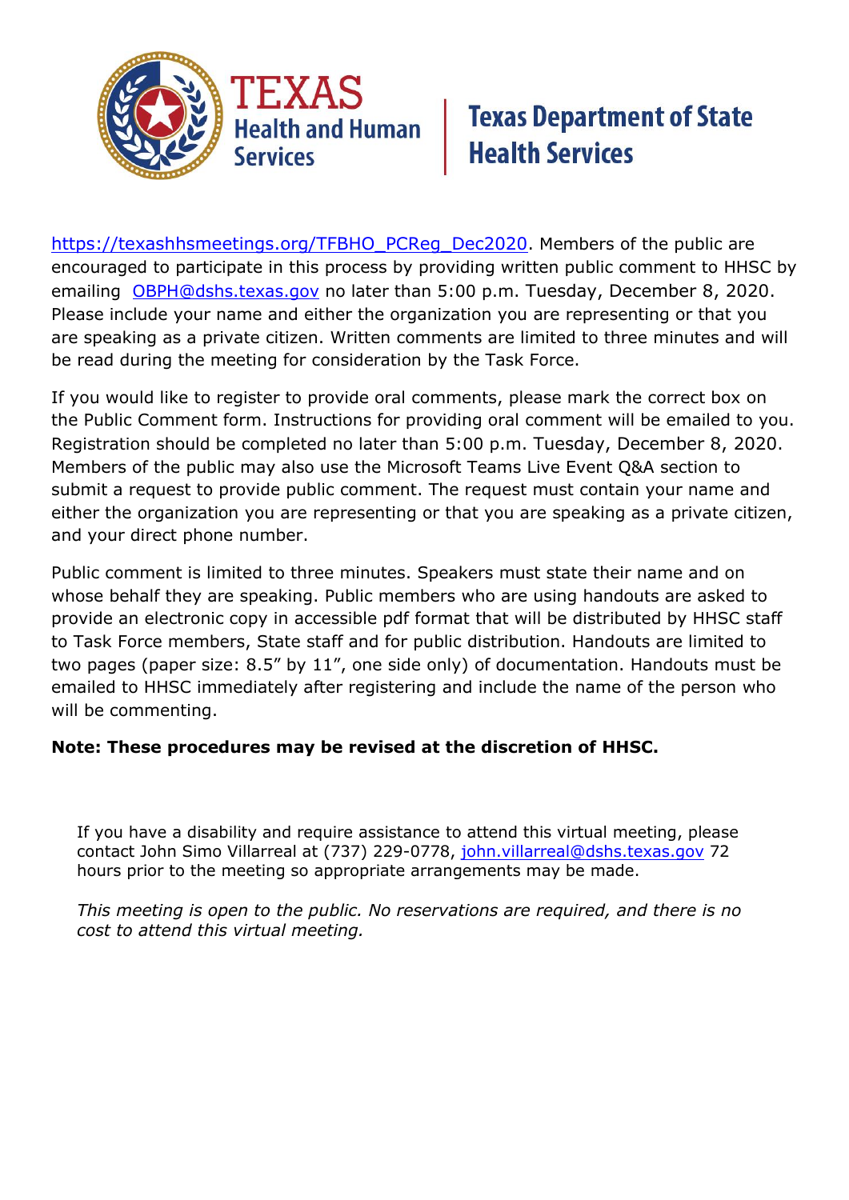https://texashhsmeetings.org/TFBHO_PCReg_Dec2020. Members of the public are encouraged to participate in this process by providing written public comment to HHSC by emailing OBPH@dshs.texas.gov no later than 5:00 p.m. Tuesday, December 8, 2020. Please include your name and either the organization you are representing or that you are speaking as a private citizen. Written comments are limited to three minutes and will be read during the meeting for consideration by the Task Force.

If you would like to register to provide oral comments, please mark the correct box on the Public Comment form. Instructions for providing oral comment will be emailed to you. Registration should be completed no later than 5:00 p.m. Tuesday, December 8, 2020. Members of the public may also use the Microsoft Teams Live Event Q&A section to submit a request to provide public comment. The request must contain your name and either the organization you are representing or that you are speaking as a private citizen, and your direct phone number.

Public comment is limited to three minutes. Speakers must state their name and on whose behalf they are speaking. Public members who are using handouts are asked to provide an electronic copy in accessible pdf format that will be distributed by HHSC staff to Task Force members, State staff and for public distribution. Handouts are limited to two pages (paper size: 8.5" by 11", one side only) of documentation. Handouts must be emailed to HHSC immediately after registering and include the name of the person who will be commenting.

**Note: These procedures may be revised at the discretion of HHSC.**

If you have a disability and require assistance to attend this virtual meeting, please contact John Simo Villarreal at (737) 229-0778, john.villarreal@dshs.texas.gov 72 hours prior to the meeting so appropriate arrangements may be made.

*This meeting is open to the public. No reservations are required, and there is no cost to attend this virtual meeting.*